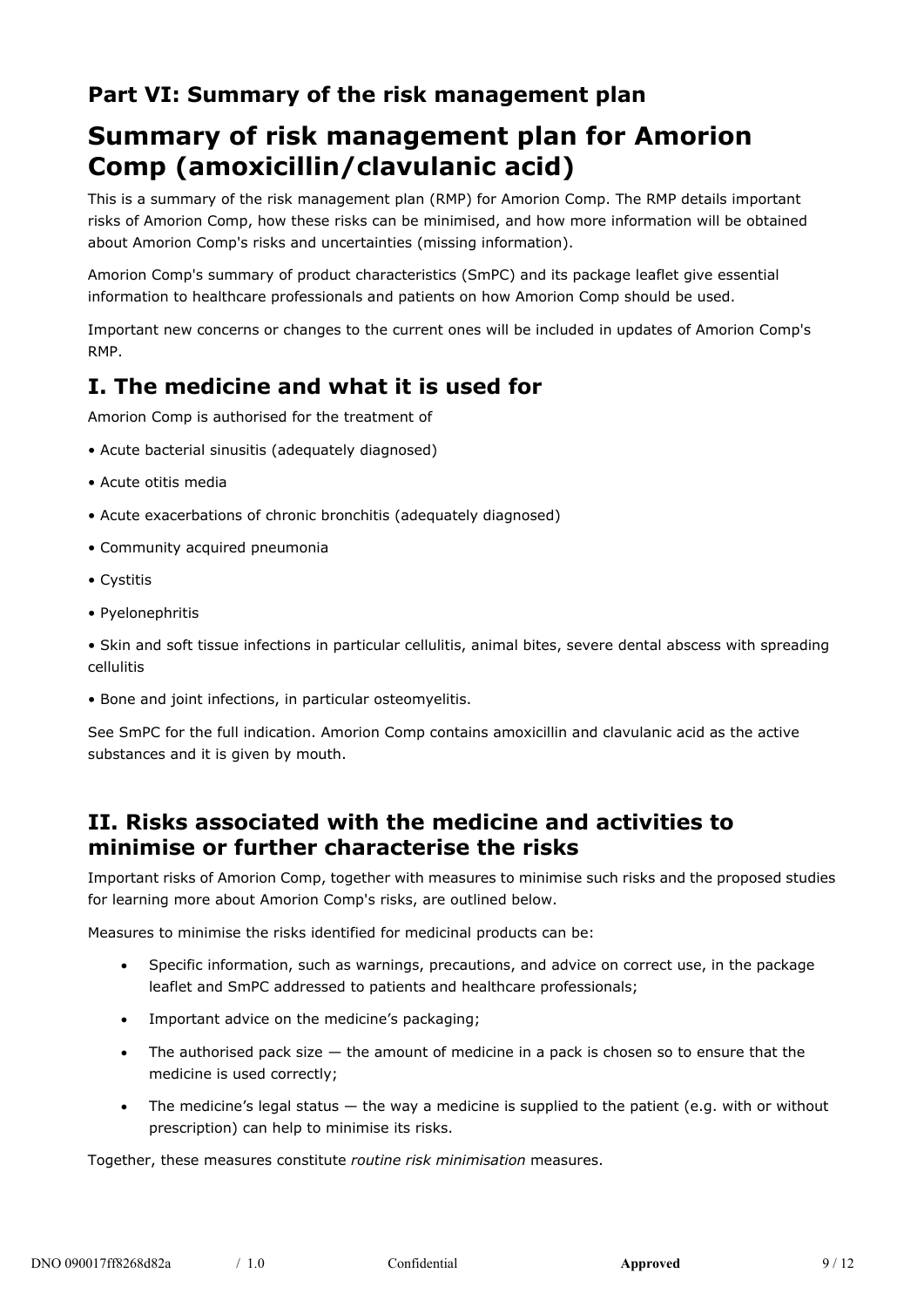## Part VI: Summary of the risk management plan

# Summary of risk management plan for Amorion Comp (amoxicillin/clavulanic acid)

This is a summary of the risk management plan (RMP) for Amorion Comp. The RMP details important risks of Amorion Comp, how these risks can be minimised, and how more information will be obtained about Amorion Comp's risks and uncertainties (missing information).

Amorion Comp's summary of product characteristics (SmPC) and its package leaflet give essential information to healthcare professionals and patients on how Amorion Comp should be used.

Important new concerns or changes to the current ones will be included in updates of Amorion Comp's RMP.

## I. The medicine and what it is used for

Amorion Comp is authorised for the treatment of

- Acute bacterial sinusitis (adequately diagnosed)
- Acute otitis media
- Acute exacerbations of chronic bronchitis (adequately diagnosed)
- Community acquired pneumonia
- Cystitis
- Pyelonephritis
- Skin and soft tissue infections in particular cellulitis, animal bites, severe dental abscess with spreading cellulitis
- Bone and joint infections, in particular osteomyelitis.

See SmPC for the full indication. Amorion Comp contains amoxicillin and clavulanic acid as the active substances and it is given by mouth.

## II. Risks associated with the medicine and activities to minimise or further characterise the risks

Important risks of Amorion Comp, together with measures to minimise such risks and the proposed studies for learning more about Amorion Comp's risks, are outlined below.

Measures to minimise the risks identified for medicinal products can be:

- Specific information, such as warnings, precautions, and advice on correct use, in the package leaflet and SmPC addressed to patients and healthcare professionals;
- Important advice on the medicine's packaging;
- The authorised pack size — the amount of medicine in a pack is chosen so to ensure that the medicine is used correctly;
- The medicine's legal status — the way a medicine is supplied to the patient (e.g. with or without prescription) can help to minimise its risks.

Together, these measures constitute *routine risk minimisation* measures.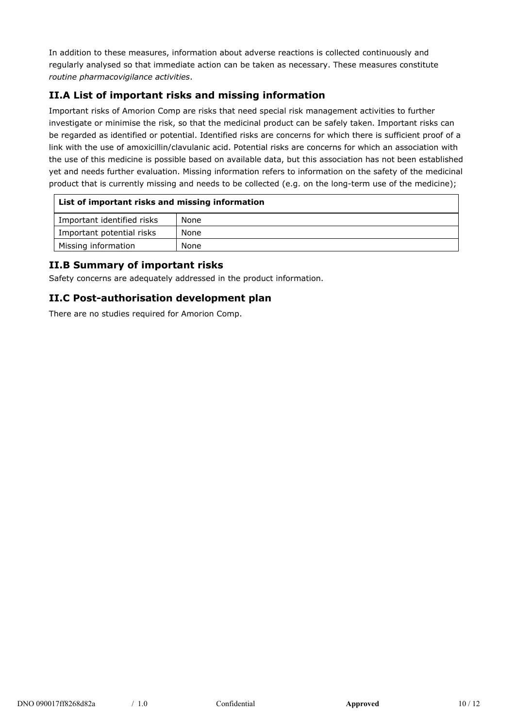In addition to these measures, information about adverse reactions is collected continuously and regularly analysed so that immediate action can be taken as necessary. These measures constitute *routine pharmacovigilance activities*.

## II.A List of important risks and missing information

Important risks of Amorion Comp are risks that need special risk management activities to further investigate or minimise the risk, so that the medicinal product can be safely taken. Important risks can be regarded as identified or potential. Identified risks are concerns for which there is sufficient proof of a link with the use of amoxicillin/clavulanic acid. Potential risks are concerns for which an association with the use of this medicine is possible based on available data, but this association has not been established yet and needs further evaluation. Missing information refers to information on the safety of the medicinal product that is currently missing and needs to be collected (e.g. on the long-term use of the medicine);

| **List of important risks and missing information** | |
|---|---|
| Important identified risks | None |
| Important potential risks | None |
| Missing information | None |

## II.B Summary of important risks

Safety concerns are adequately addressed in the product information.

## II.C Post-authorisation development plan

There are no studies required for Amorion Comp.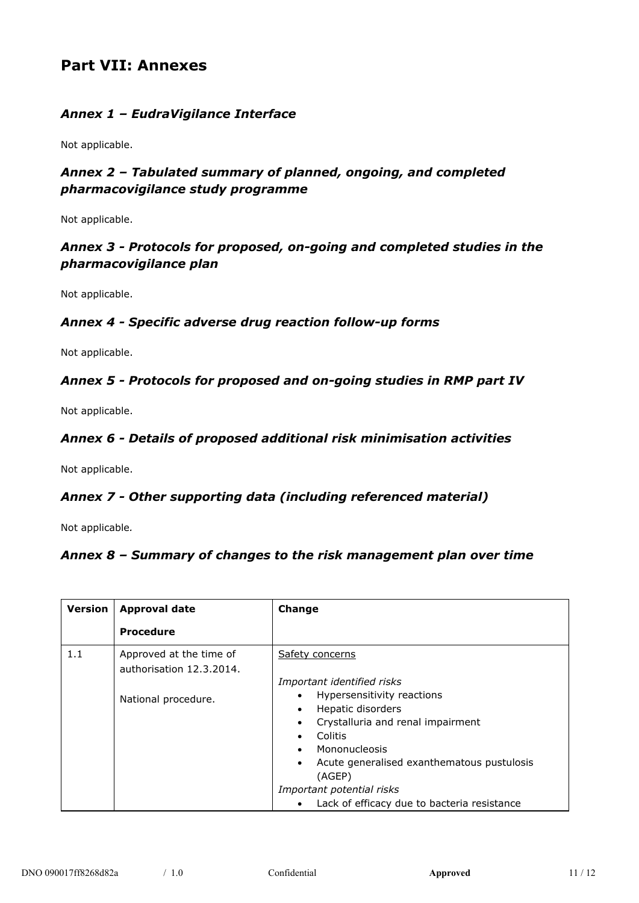# Part VII: Annexes

### *Annex 1 – EudraVigilance Interface*

Not applicable.

### *Annex 2 – Tabulated summary of planned, ongoing, and completed pharmacovigilance study programme*

Not applicable.

### *Annex 3 - Protocols for proposed, on-going and completed studies in the pharmacovigilance plan*

Not applicable.

### *Annex 4 - Specific adverse drug reaction follow-up forms*

Not applicable.

### *Annex 5 - Protocols for proposed and on-going studies in RMP part IV*

Not applicable.

### *Annex 6 - Details of proposed additional risk minimisation activities*

Not applicable.

### *Annex 7 - Other supporting data (including referenced material)*

Not applicable.

### *Annex 8 – Summary of changes to the risk management plan over time*

| Version | Approval date<br><br>Procedure | Change |
|---|---|---|
| 1.1 | Approved at the time of authorisation 12.3.2014.<br><br>National procedure. | Safety concerns<br><br>*Important identified risks*<br>• Hypersensitivity reactions<br>• Hepatic disorders<br>• Crystalluria and renal impairment<br>• Colitis<br>• Mononucleosis<br>• Acute generalised exanthematous pustulosis (AGEP)<br>*Important potential risks*<br>• Lack of efficacy due to bacteria resistance |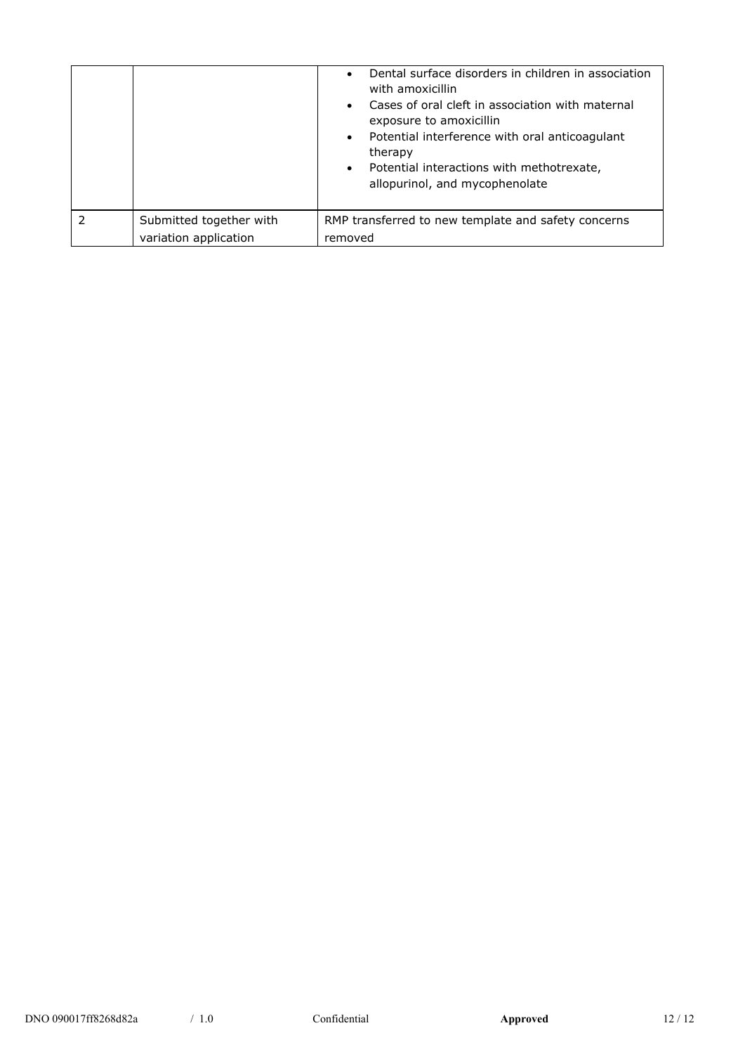| | | |
|---|---|---|
| | | • Dental surface disorders in children in association with amoxicillin<br>• Cases of oral cleft in association with maternal exposure to amoxicillin<br>• Potential interference with oral anticoagulant therapy<br>• Potential interactions with methotrexate, allopurinol, and mycophenolate |
| 2 | Submitted together with variation application | RMP transferred to new template and safety concerns removed |